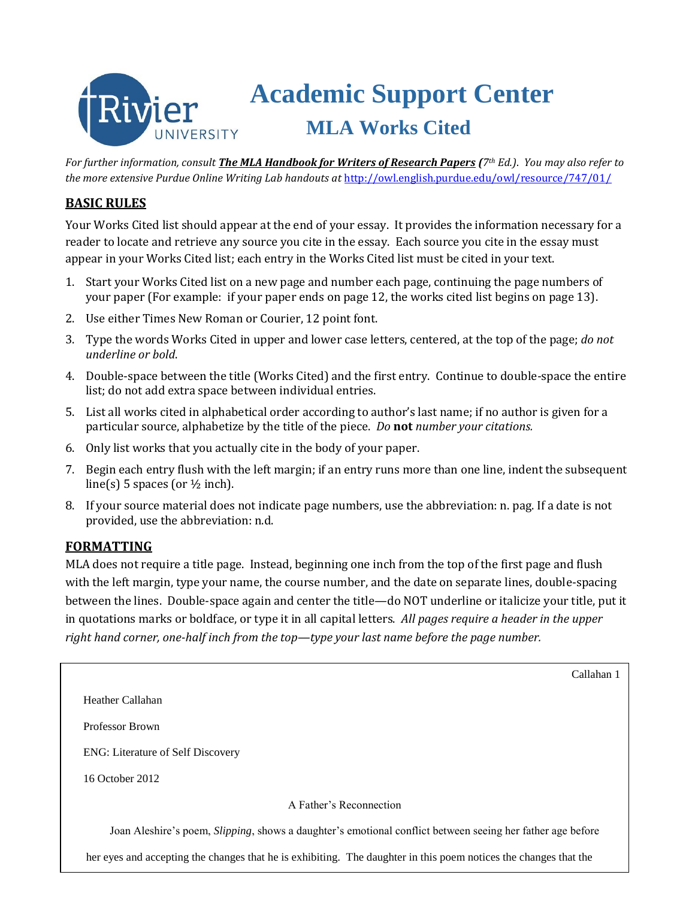# Academic Support Center

## MLA Works Cited

*For further information, consult* ***The MLA Handbook for Writers of Research Papers*** ***(****7th Ed.). You may also refer to the more extensive Purdue Online Writing Lab handouts at* http://owl.english.purdue.edu/owl/resource/747/01/

### BASIC RULES

Your Works Cited list should appear at the end of your essay. It provides the information necessary for a reader to locate and retrieve any source you cite in the essay. Each source you cite in the essay must appear in your Works Cited list; each entry in the Works Cited list must be cited in your text.

1. Start your Works Cited list on a new page and number each page, continuing the page numbers of your paper (For example: if your paper ends on page 12, the works cited list begins on page 13).
2. Use either Times New Roman or Courier, 12 point font.
3. Type the words Works Cited in upper and lower case letters, centered, at the top of the page; *do not underline or bold*.
4. Double-space between the title (Works Cited) and the first entry. Continue to double-space the entire list; do not add extra space between individual entries.
5. List all works cited in alphabetical order according to author's last name; if no author is given for a particular source, alphabetize by the title of the piece. *Do* **not** *number your citations.*
6. Only list works that you actually cite in the body of your paper.
7. Begin each entry flush with the left margin; if an entry runs more than one line, indent the subsequent line(s) 5 spaces (or ½ inch).
8. If your source material does not indicate page numbers, use the abbreviation: n. pag. If a date is not provided, use the abbreviation: n.d.

### FORMATTING

MLA does not require a title page. Instead, beginning one inch from the top of the first page and flush with the left margin, type your name, the course number, and the date on separate lines, double-spacing between the lines. Double-space again and center the title—do NOT underline or italicize your title, put it in quotations marks or boldface, or type it in all capital letters. *All pages require a header in the upper right hand corner, one-half inch from the top—type your last name before the page number.*

> Callahan 1
>
> Heather Callahan
>
> Professor Brown
>
> ENG: Literature of Self Discovery
>
> 16 October 2012
>
> A Father's Reconnection
>
> Joan Aleshire's poem, *Slipping*, shows a daughter's emotional conflict between seeing her father age before her eyes and accepting the changes that he is exhibiting. The daughter in this poem notices the changes that the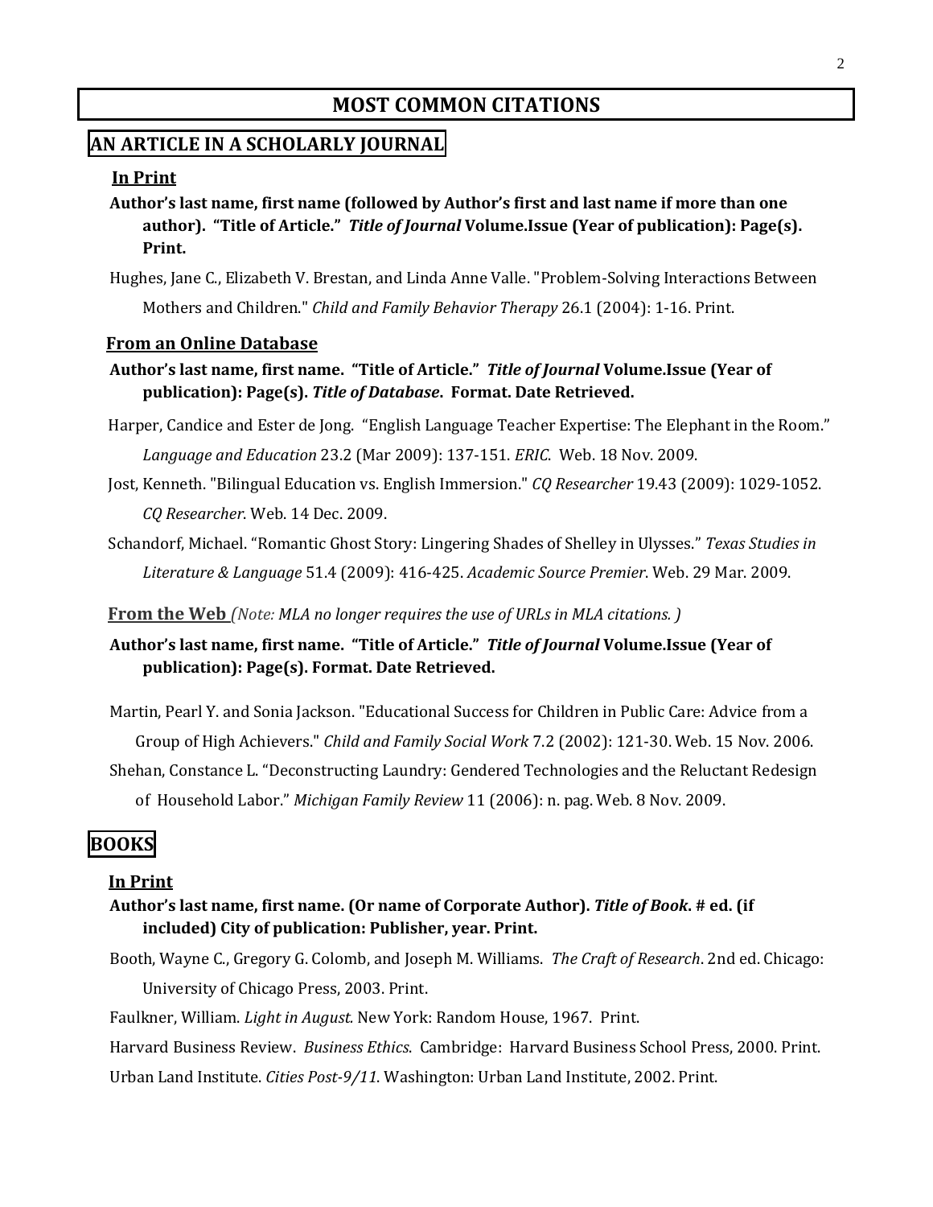# MOST COMMON CITATIONS

## AN ARTICLE IN A SCHOLARLY JOURNAL

### In Print

**Author's last name, first name (followed by Author's first and last name if more than one author). "Title of Article."** ***Title of Journal*** **Volume.Issue (Year of publication): Page(s). Print.**

Hughes, Jane C., Elizabeth V. Brestan, and Linda Anne Valle. "Problem-Solving Interactions Between Mothers and Children." *Child and Family Behavior Therapy* 26.1 (2004): 1-16. Print.

### From an Online Database

**Author's last name, first name. "Title of Article."** ***Title of Journal*** **Volume.Issue (Year of publication): Page(s).** ***Title of Database*****. Format. Date Retrieved.**

Harper, Candice and Ester de Jong. "English Language Teacher Expertise: The Elephant in the Room." *Language and Education* 23.2 (Mar 2009): 137-151. *ERIC*. Web. 18 Nov. 2009.

Jost, Kenneth. "Bilingual Education vs. English Immersion." *CQ Researcher* 19.43 (2009): 1029-1052. *CQ Researcher*. Web. 14 Dec. 2009.

Schandorf, Michael. "Romantic Ghost Story: Lingering Shades of Shelley in Ulysses." *Texas Studies in Literature & Language* 51.4 (2009): 416-425. *Academic Source Premier*. Web. 29 Mar. 2009.

### From the Web *(Note: MLA no longer requires the use of URLs in MLA citations. )*

**Author's last name, first name. "Title of Article."** ***Title of Journal*** **Volume.Issue (Year of publication): Page(s). Format. Date Retrieved.**

Martin, Pearl Y. and Sonia Jackson. "Educational Success for Children in Public Care: Advice from a Group of High Achievers." *Child and Family Social Work* 7.2 (2002): 121-30. Web. 15 Nov. 2006.

Shehan, Constance L. "Deconstructing Laundry: Gendered Technologies and the Reluctant Redesign of Household Labor." *Michigan Family Review* 11 (2006): n. pag. Web. 8 Nov. 2009.

## BOOKS

### In Print

**Author's last name, first name. (Or name of Corporate Author).** ***Title of Book*****. # ed. (if included) City of publication: Publisher, year. Print.**

Booth, Wayne C., Gregory G. Colomb, and Joseph M. Williams. *The Craft of Research*. 2nd ed. Chicago: University of Chicago Press, 2003. Print.

Faulkner, William. *Light in August.* New York: Random House, 1967. Print.

Harvard Business Review. *Business Ethics*. Cambridge: Harvard Business School Press, 2000. Print.

Urban Land Institute. *Cities Post-9/11*. Washington: Urban Land Institute, 2002. Print.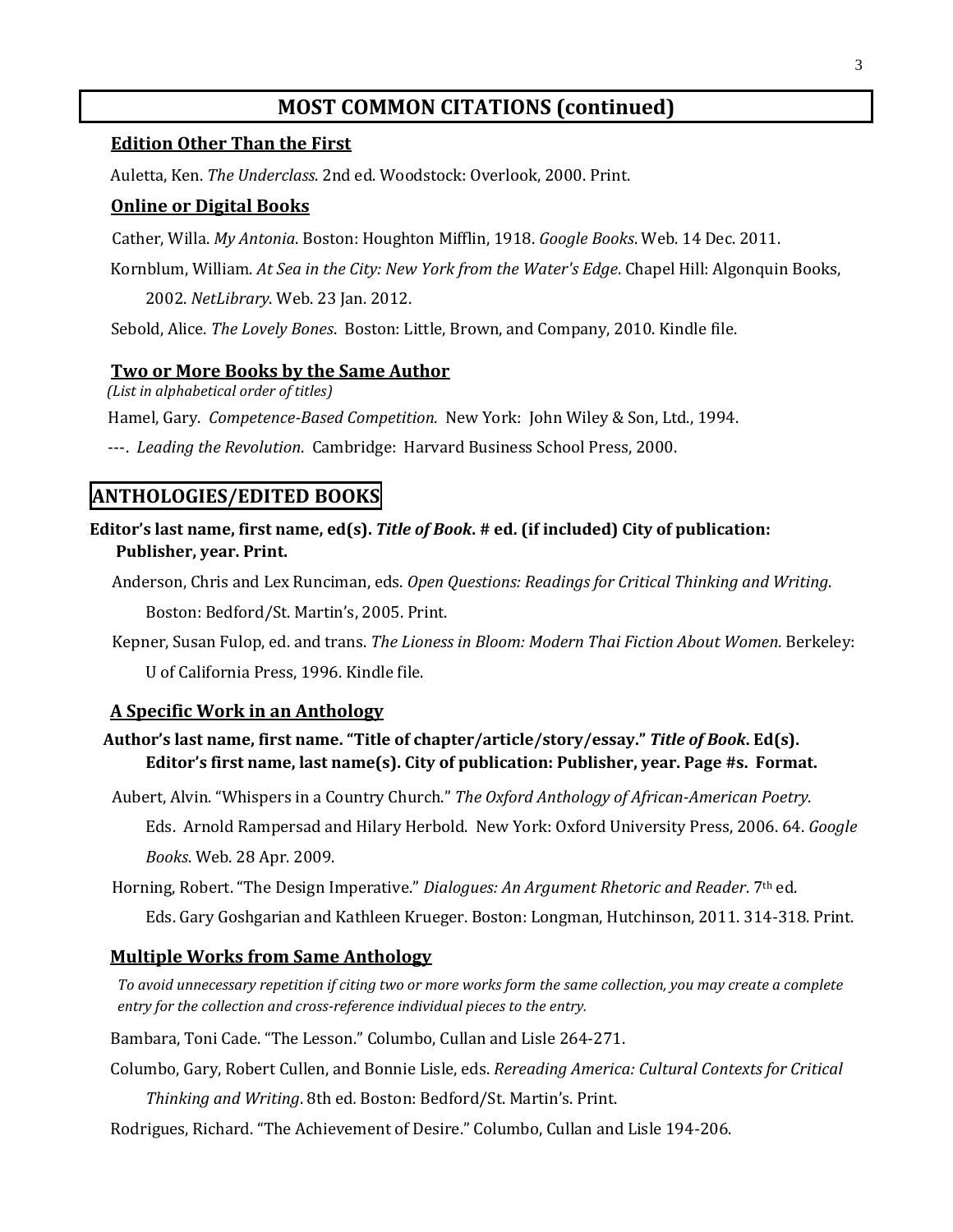## MOST COMMON CITATIONS (continued)

### Edition Other Than the First

Auletta, Ken. *The Underclass*. 2nd ed. Woodstock: Overlook, 2000. Print.

### Online or Digital Books

Cather, Willa. *My Antonia*. Boston: Houghton Mifflin, 1918. *Google Books*. Web. 14 Dec. 2011.

Kornblum, William. *At Sea in the City: New York from the Water's Edge*. Chapel Hill: Algonquin Books, 2002. *NetLibrary*. Web. 23 Jan. 2012.

Sebold, Alice. *The Lovely Bones*. Boston: Little, Brown, and Company, 2010. Kindle file.

### Two or More Books by the Same Author

*(List in alphabetical order of titles)*

Hamel, Gary. *Competence-Based Competition.* New York: John Wiley & Son, Ltd., 1994.

---. *Leading the Revolution*. Cambridge: Harvard Business School Press, 2000.

## ANTHOLOGIES/EDITED BOOKS

**Editor's last name, first name, ed(s). *Title of Book*. # ed. (if included) City of publication: Publisher, year. Print.**

Anderson, Chris and Lex Runciman, eds. *Open Questions: Readings for Critical Thinking and Writing*. Boston: Bedford/St. Martin's, 2005. Print.

Kepner, Susan Fulop, ed. and trans. *The Lioness in Bloom: Modern Thai Fiction About Women*. Berkeley: U of California Press, 1996. Kindle file.

### A Specific Work in an Anthology

**Author's last name, first name. "Title of chapter/article/story/essay." *Title of Book*. Ed(s). Editor's first name, last name(s). City of publication: Publisher, year. Page #s. Format.**

Aubert, Alvin. "Whispers in a Country Church." *The Oxford Anthology of African-American Poetry*. Eds. Arnold Rampersad and Hilary Herbold. New York: Oxford University Press, 2006. 64. *Google Books*. Web. 28 Apr. 2009.

Horning, Robert. "The Design Imperative." *Dialogues: An Argument Rhetoric and Reader*. 7th ed. Eds. Gary Goshgarian and Kathleen Krueger. Boston: Longman, Hutchinson, 2011. 314-318. Print.

### Multiple Works from Same Anthology

*To avoid unnecessary repetition if citing two or more works form the same collection, you may create a complete entry for the collection and cross-reference individual pieces to the entry.*

Bambara, Toni Cade. "The Lesson." Columbo, Cullan and Lisle 264-271.

Columbo, Gary, Robert Cullen, and Bonnie Lisle, eds. *Rereading America: Cultural Contexts for Critical Thinking and Writing*. 8th ed. Boston: Bedford/St. Martin's. Print.

Rodrigues, Richard. "The Achievement of Desire." Columbo, Cullan and Lisle 194-206.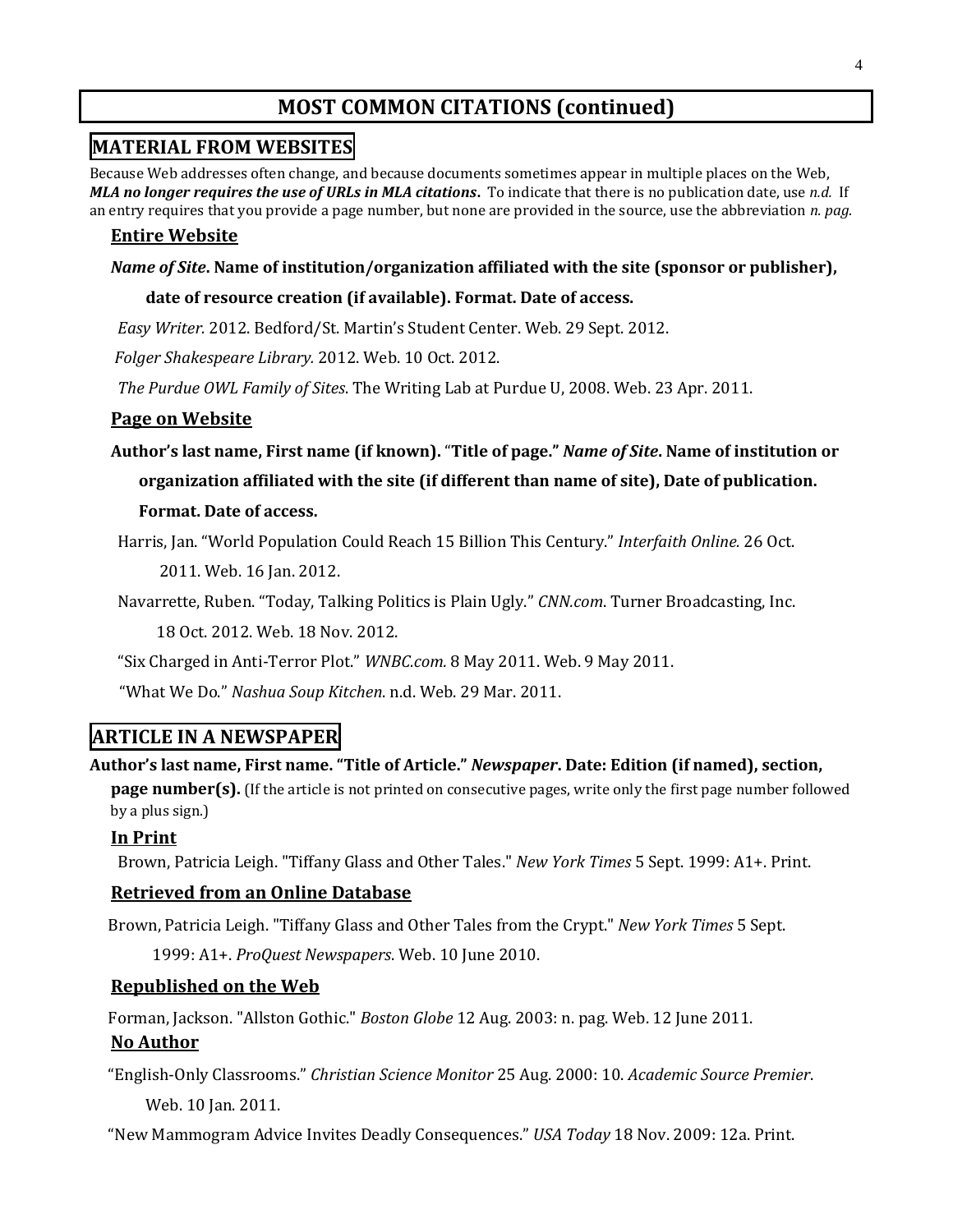# MOST COMMON CITATIONS (continued)

## MATERIAL FROM WEBSITES

Because Web addresses often change, and because documents sometimes appear in multiple places on the Web, ***MLA no longer requires the use of URLs in MLA citations***. To indicate that there is no publication date, use *n.d.* If an entry requires that you provide a page number, but none are provided in the source, use the abbreviation *n. pag.*

### Entire Website

***Name of Site*. Name of institution/organization affiliated with the site (sponsor or publisher), date of resource creation (if available). Format. Date of access.**

*Easy Writer.* 2012. Bedford/St. Martin's Student Center. Web. 29 Sept. 2012.

*Folger Shakespeare Library.* 2012. Web. 10 Oct. 2012.

*The Purdue OWL Family of Sites*. The Writing Lab at Purdue U, 2008. Web. 23 Apr. 2011.

### Page on Website

**Author's last name, First name (if known). "Title of page." *Name of Site*. Name of institution or organization affiliated with the site (if different than name of site), Date of publication. Format. Date of access.**

Harris, Jan. "World Population Could Reach 15 Billion This Century." *Interfaith Online.* 26 Oct. 2011. Web. 16 Jan. 2012.

Navarrette, Ruben. "Today, Talking Politics is Plain Ugly." *CNN.com*. Turner Broadcasting, Inc. 18 Oct. 2012. Web. 18 Nov. 2012.

"Six Charged in Anti-Terror Plot." *WNBC.com.* 8 May 2011. Web. 9 May 2011.

"What We Do." *Nashua Soup Kitchen*. n.d. Web. 29 Mar. 2011.

## ARTICLE IN A NEWSPAPER

**Author's last name, First name. "Title of Article." *Newspaper*. Date: Edition (if named), section, page number(s).** (If the article is not printed on consecutive pages, write only the first page number followed by a plus sign.)

### In Print

Brown, Patricia Leigh. "Tiffany Glass and Other Tales." *New York Times* 5 Sept. 1999: A1+. Print.

### Retrieved from an Online Database

Brown, Patricia Leigh. "Tiffany Glass and Other Tales from the Crypt." *New York Times* 5 Sept. 1999: A1+. *ProQuest Newspapers*. Web. 10 June 2010.

### Republished on the Web

Forman, Jackson. "Allston Gothic." *Boston Globe* 12 Aug. 2003: n. pag. Web. 12 June 2011.

### No Author

"English-Only Classrooms." *Christian Science Monitor* 25 Aug. 2000: 10. *Academic Source Premier*. Web. 10 Jan. 2011.

"New Mammogram Advice Invites Deadly Consequences." *USA Today* 18 Nov. 2009: 12a. Print.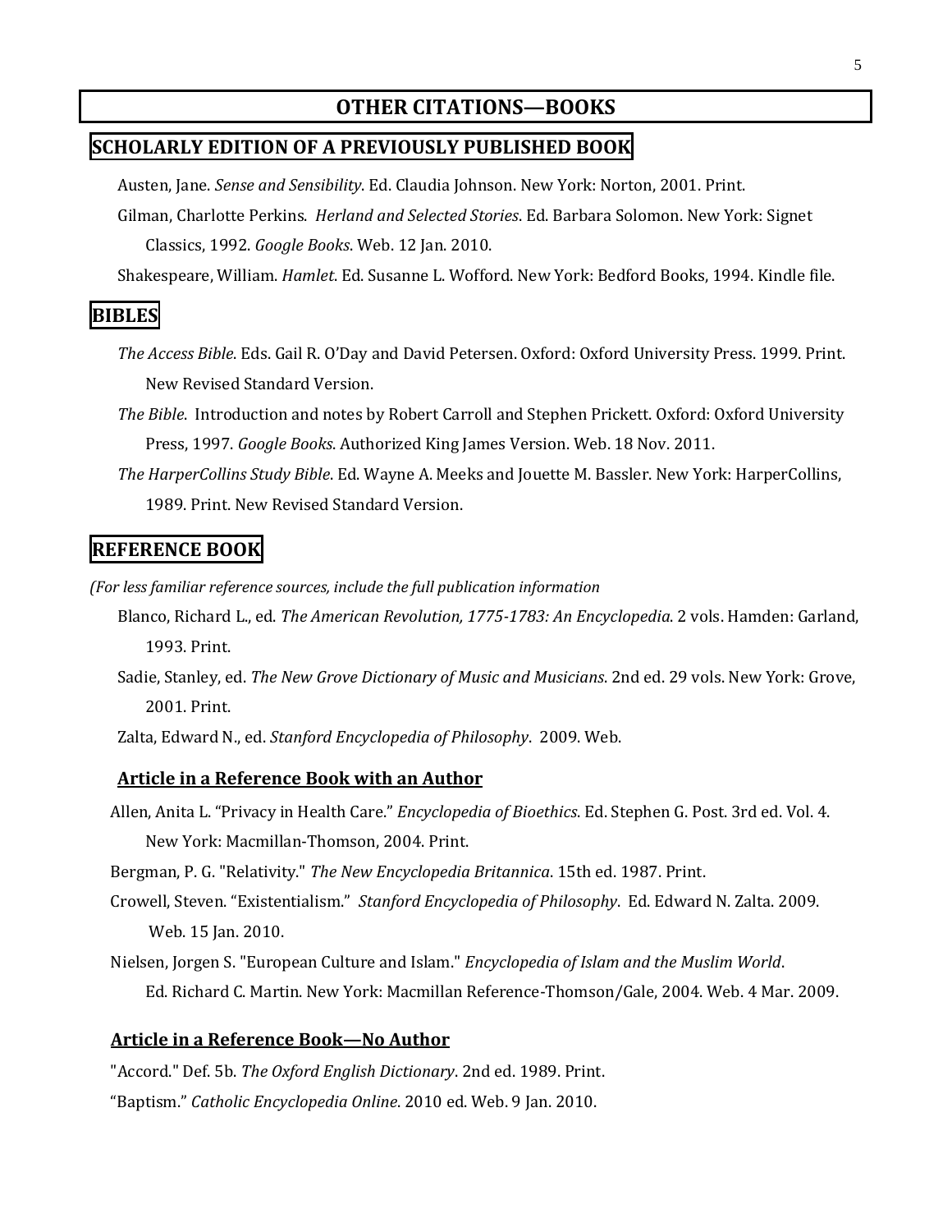# OTHER CITATIONS—BOOKS

## SCHOLARLY EDITION OF A PREVIOUSLY PUBLISHED BOOK

Austen, Jane. *Sense and Sensibility*. Ed. Claudia Johnson. New York: Norton, 2001. Print.

Gilman, Charlotte Perkins. *Herland and Selected Stories*. Ed. Barbara Solomon. New York: Signet Classics, 1992. *Google Books*. Web. 12 Jan. 2010.

Shakespeare, William. *Hamlet*. Ed. Susanne L. Wofford. New York: Bedford Books, 1994. Kindle file.

## BIBLES

*The Access Bible*. Eds. Gail R. O'Day and David Petersen. Oxford: Oxford University Press. 1999. Print. New Revised Standard Version.

*The Bible*. Introduction and notes by Robert Carroll and Stephen Prickett. Oxford: Oxford University Press, 1997. *Google Books*. Authorized King James Version. Web. 18 Nov. 2011.

*The HarperCollins Study Bible*. Ed. Wayne A. Meeks and Jouette M. Bassler. New York: HarperCollins, 1989. Print. New Revised Standard Version.

## REFERENCE BOOK

*(For less familiar reference sources, include the full publication information*

Blanco, Richard L., ed. *The American Revolution, 1775-1783: An Encyclopedia*. 2 vols. Hamden: Garland, 1993. Print.

Sadie, Stanley, ed. *The New Grove Dictionary of Music and Musicians*. 2nd ed. 29 vols. New York: Grove, 2001. Print.

Zalta, Edward N., ed. *Stanford Encyclopedia of Philosophy*. 2009. Web.

### Article in a Reference Book with an Author

Allen, Anita L. "Privacy in Health Care." *Encyclopedia of Bioethics*. Ed. Stephen G. Post. 3rd ed. Vol. 4. New York: Macmillan-Thomson, 2004. Print.

Bergman, P. G. "Relativity." *The New Encyclopedia Britannica*. 15th ed. 1987. Print.

Crowell, Steven. "Existentialism." *Stanford Encyclopedia of Philosophy*. Ed. Edward N. Zalta. 2009. Web. 15 Jan. 2010.

Nielsen, Jorgen S. "European Culture and Islam." *Encyclopedia of Islam and the Muslim World*. Ed. Richard C. Martin. New York: Macmillan Reference-Thomson/Gale, 2004. Web. 4 Mar. 2009.

### Article in a Reference Book—No Author

"Accord." Def. 5b. *The Oxford English Dictionary*. 2nd ed. 1989. Print.

"Baptism." *Catholic Encyclopedia Online*. 2010 ed. Web. 9 Jan. 2010.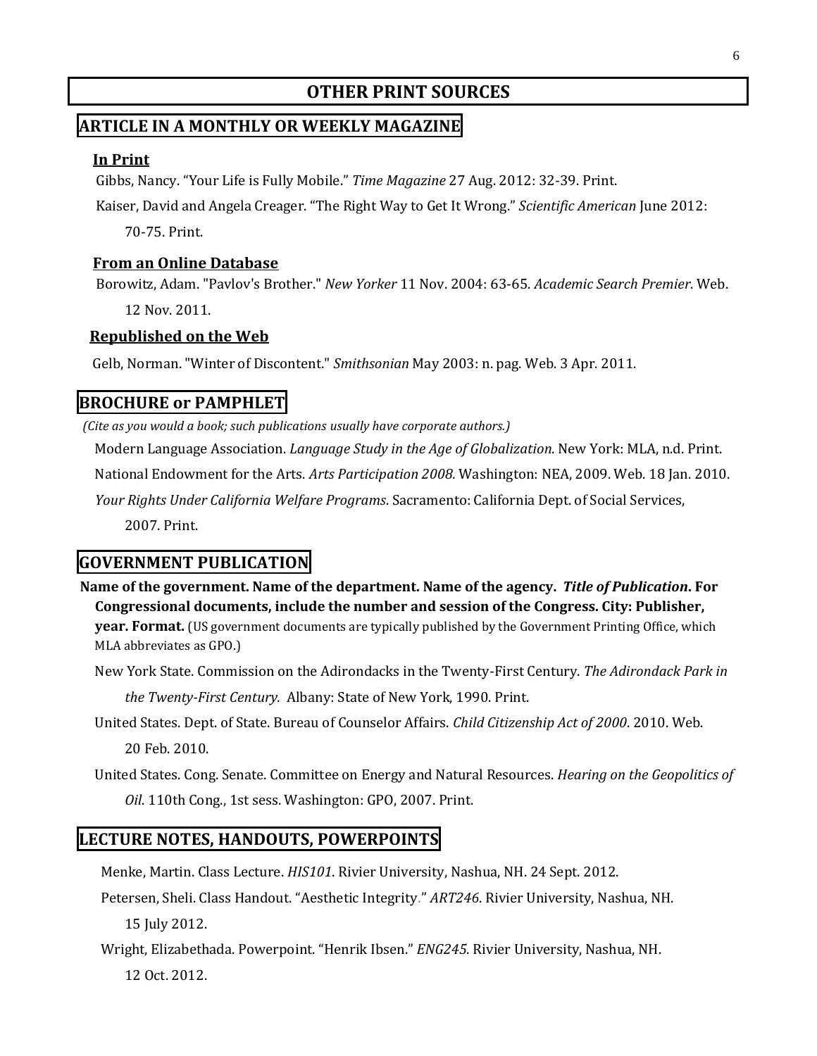# OTHER PRINT SOURCES

## ARTICLE IN A MONTHLY OR WEEKLY MAGAZINE

### In Print

Gibbs, Nancy. "Your Life is Fully Mobile." *Time Magazine* 27 Aug. 2012: 32-39. Print.

Kaiser, David and Angela Creager. "The Right Way to Get It Wrong." *Scientific American* June 2012: 70-75. Print.

### From an Online Database

Borowitz, Adam. "Pavlov's Brother." *New Yorker* 11 Nov. 2004: 63-65. *Academic Search Premier*. Web. 12 Nov. 2011.

### Republished on the Web

Gelb, Norman. "Winter of Discontent." *Smithsonian* May 2003: n. pag. Web. 3 Apr. 2011.

## BROCHURE or PAMPHLET

*(Cite as you would a book; such publications usually have corporate authors.)*

Modern Language Association. *Language Study in the Age of Globalization*. New York: MLA, n.d. Print.

National Endowment for the Arts. *Arts Participation 2008.* Washington: NEA, 2009. Web. 18 Jan. 2010.

*Your Rights Under California Welfare Programs*. Sacramento: California Dept. of Social Services, 2007. Print.

## GOVERNMENT PUBLICATION

**Name of the government. Name of the department. Name of the agency. *Title of Publication*. For Congressional documents, include the number and session of the Congress. City: Publisher, year. Format.** (US government documents are typically published by the Government Printing Office, which MLA abbreviates as GPO.)

New York State. Commission on the Adirondacks in the Twenty-First Century. *The Adirondack Park in the Twenty-First Century.* Albany: State of New York, 1990. Print.

United States. Dept. of State. Bureau of Counselor Affairs. *Child Citizenship Act of 2000*. 2010. Web. 20 Feb. 2010.

United States. Cong. Senate. Committee on Energy and Natural Resources. *Hearing on the Geopolitics of Oil*. 110th Cong., 1st sess. Washington: GPO, 2007. Print.

## LECTURE NOTES, HANDOUTS, POWERPOINTS

Menke, Martin. Class Lecture. *HIS101*. Rivier University, Nashua, NH. 24 Sept. 2012.

Petersen, Sheli. Class Handout. "Aesthetic Integrity." *ART246*. Rivier University, Nashua, NH. 15 July 2012.

Wright, Elizabethada. Powerpoint. "Henrik Ibsen." *ENG245*. Rivier University, Nashua, NH. 12 Oct. 2012.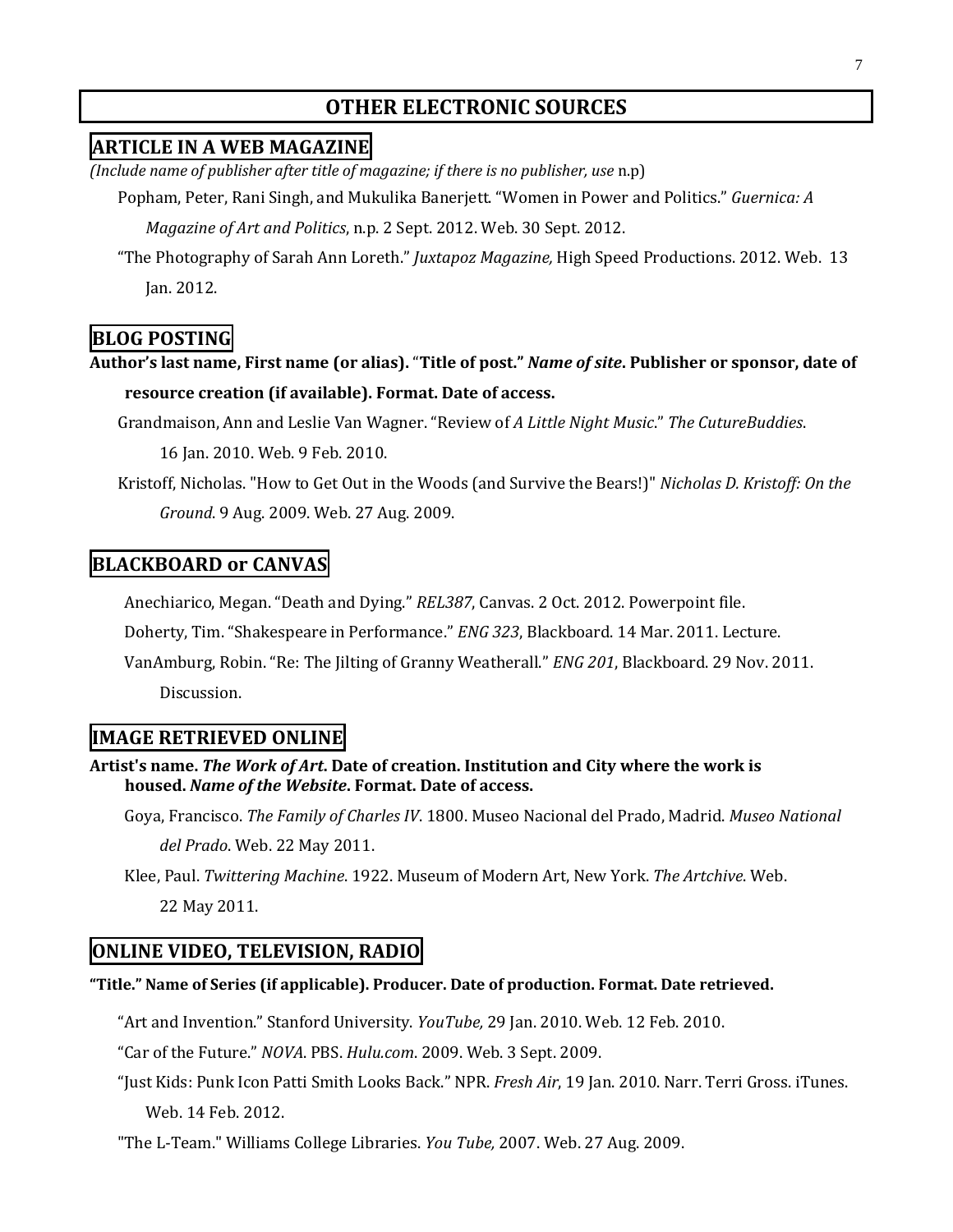# OTHER ELECTRONIC SOURCES

## ARTICLE IN A WEB MAGAZINE

*(Include name of publisher after title of magazine; if there is no publisher, use* n.p)

Popham, Peter, Rani Singh, and Mukulika Banerjett. "Women in Power and Politics." *Guernica: A Magazine of Art and Politics*, n.p. 2 Sept. 2012. Web. 30 Sept. 2012.

"The Photography of Sarah Ann Loreth." *Juxtapoz Magazine,* High Speed Productions. 2012. Web. 13 Jan. 2012.

## BLOG POSTING

**Author's last name, First name (or alias).** "**Title of post."** ***Name of site*. Publisher or sponsor, date of resource creation (if available). Format. Date of access.**

Grandmaison, Ann and Leslie Van Wagner. "Review of *A Little Night Music*." *The CutureBuddies*. 16 Jan. 2010. Web. 9 Feb. 2010.

Kristoff, Nicholas. "How to Get Out in the Woods (and Survive the Bears!)" *Nicholas D. Kristoff: On the Ground*. 9 Aug. 2009. Web. 27 Aug. 2009.

## BLACKBOARD or CANVAS

Anechiarico, Megan. "Death and Dying." *REL387*, Canvas. 2 Oct. 2012. Powerpoint file.

Doherty, Tim. "Shakespeare in Performance." *ENG 323*, Blackboard. 14 Mar. 2011. Lecture.

VanAmburg, Robin. "Re: The Jilting of Granny Weatherall." *ENG 201*, Blackboard. 29 Nov. 2011. Discussion.

## IMAGE RETRIEVED ONLINE

**Artist's name. *The Work of Art*. Date of creation. Institution and City where the work is housed. *Name of the Website*. Format. Date of access.**

Goya, Francisco. *The Family of Charles IV*. 1800. Museo Nacional del Prado, Madrid. *Museo National del Prado*. Web. 22 May 2011.

Klee, Paul. *Twittering Machine*. 1922. Museum of Modern Art, New York. *The Artchive*. Web. 22 May 2011.

## ONLINE VIDEO, TELEVISION, RADIO

**"Title." Name of Series (if applicable). Producer. Date of production. Format. Date retrieved.**

"Art and Invention." Stanford University. *YouTube,* 29 Jan. 2010. Web. 12 Feb. 2010.

"Car of the Future." *NOVA*. PBS. *Hulu.com*. 2009. Web. 3 Sept. 2009.

"Just Kids: Punk Icon Patti Smith Looks Back." NPR. *Fresh Air*, 19 Jan. 2010. Narr. Terri Gross. iTunes. Web. 14 Feb. 2012.

"The L-Team." Williams College Libraries. *You Tube,* 2007. Web. 27 Aug. 2009.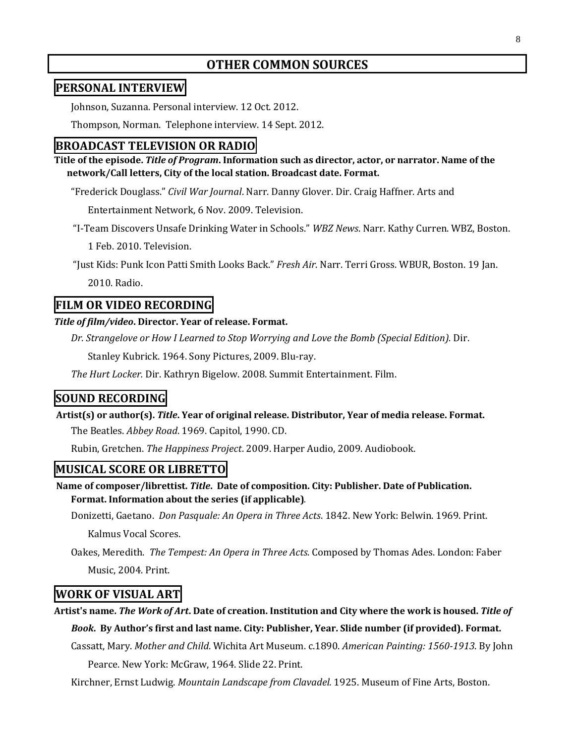# OTHER COMMON SOURCES

## PERSONAL INTERVIEW

Johnson, Suzanna. Personal interview. 12 Oct. 2012.

Thompson, Norman. Telephone interview. 14 Sept. 2012.

## BROADCAST TELEVISION OR RADIO

**Title of the episode. *Title of Program*. Information such as director, actor, or narrator. Name of the network/Call letters, City of the local station. Broadcast date. Format.**

"Frederick Douglass." *Civil War Journal*. Narr. Danny Glover. Dir. Craig Haffner. Arts and Entertainment Network, 6 Nov. 2009. Television.

"I-Team Discovers Unsafe Drinking Water in Schools." *WBZ News*. Narr. Kathy Curren. WBZ, Boston. 1 Feb. 2010. Television.

"Just Kids: Punk Icon Patti Smith Looks Back." *Fresh Air*. Narr. Terri Gross. WBUR, Boston. 19 Jan. 2010. Radio.

## FILM OR VIDEO RECORDING

***Title of film/video*. Director. Year of release. Format.**

*Dr. Strangelove or How I Learned to Stop Worrying and Love the Bomb (Special Edition).* Dir. Stanley Kubrick. 1964. Sony Pictures, 2009. Blu-ray.

*The Hurt Locker.* Dir. Kathryn Bigelow. 2008. Summit Entertainment. Film.

## SOUND RECORDING

**Artist(s) or author(s). *Title*. Year of original release. Distributor, Year of media release. Format.**

The Beatles. *Abbey Road*. 1969. Capitol, 1990. CD.

Rubin, Gretchen. *The Happiness Project*. 2009. Harper Audio, 2009. Audiobook.

## MUSICAL SCORE OR LIBRETTO

**Name of composer/librettist. *Title*. Date of composition. City: Publisher. Date of Publication. Format. Information about the series (if applicable)**.

Donizetti, Gaetano. *Don Pasquale: An Opera in Three Acts*. 1842. New York: Belwin. 1969. Print. Kalmus Vocal Scores.

Oakes, Meredith. *The Tempest: An Opera in Three Acts*. Composed by Thomas Ades. London: Faber Music, 2004. Print.

## WORK OF VISUAL ART

**Artist's name. *The Work of Art*. Date of creation. Institution and City where the work is housed. *Title of Book*. By Author's first and last name. City: Publisher, Year. Slide number (if provided). Format.**

Cassatt, Mary. *Mother and Child*. Wichita Art Museum. c.1890. *American Painting: 1560-1913*. By John Pearce. New York: McGraw, 1964. Slide 22. Print.

Kirchner, Ernst Ludwig. *Mountain Landscape from Clavadel.* 1925. Museum of Fine Arts, Boston.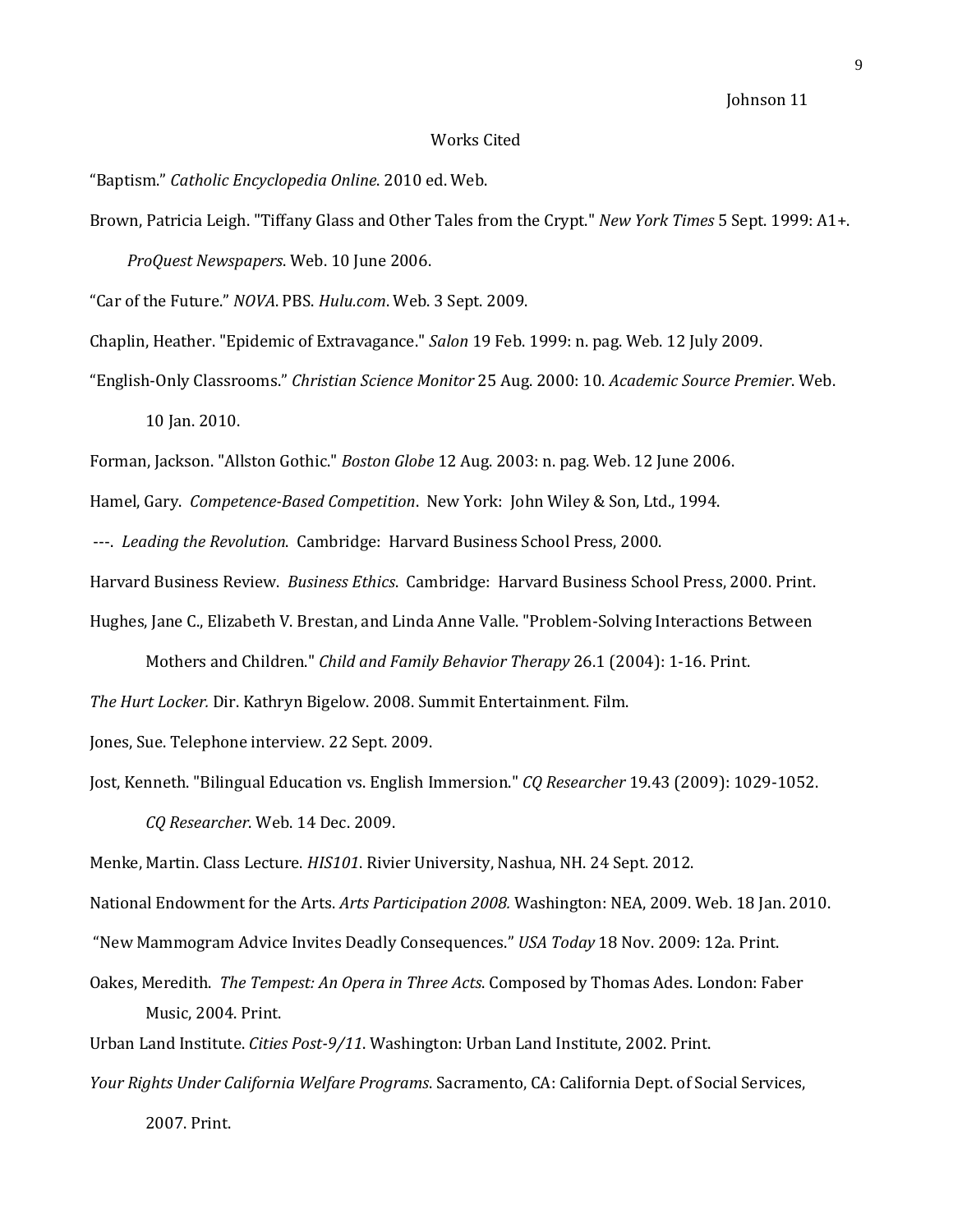# Works Cited

"Baptism." *Catholic Encyclopedia Online*. 2010 ed. Web.

Brown, Patricia Leigh. "Tiffany Glass and Other Tales from the Crypt." *New York Times* 5 Sept. 1999: A1+. *ProQuest Newspapers*. Web. 10 June 2006.

"Car of the Future." *NOVA*. PBS. *Hulu.com*. Web. 3 Sept. 2009.

Chaplin, Heather. "Epidemic of Extravagance." *Salon* 19 Feb. 1999: n. pag. Web. 12 July 2009.

"English-Only Classrooms." *Christian Science Monitor* 25 Aug. 2000: 10. *Academic Source Premier*. Web. 10 Jan. 2010.

Forman, Jackson. "Allston Gothic." *Boston Globe* 12 Aug. 2003: n. pag. Web. 12 June 2006.

Hamel, Gary. *Competence-Based Competition*. New York: John Wiley & Son, Ltd., 1994.

---. *Leading the Revolution*. Cambridge: Harvard Business School Press, 2000.

Harvard Business Review. *Business Ethics*. Cambridge: Harvard Business School Press, 2000. Print.

Hughes, Jane C., Elizabeth V. Brestan, and Linda Anne Valle. "Problem-Solving Interactions Between Mothers and Children." *Child and Family Behavior Therapy* 26.1 (2004): 1-16. Print.

*The Hurt Locker.* Dir. Kathryn Bigelow. 2008. Summit Entertainment. Film.

Jones, Sue. Telephone interview. 22 Sept. 2009.

Jost, Kenneth. "Bilingual Education vs. English Immersion." *CQ Researcher* 19.43 (2009): 1029-1052. *CQ Researcher*. Web. 14 Dec. 2009.

Menke, Martin. Class Lecture. *HIS101*. Rivier University, Nashua, NH. 24 Sept. 2012.

National Endowment for the Arts. *Arts Participation 2008.* Washington: NEA, 2009. Web. 18 Jan. 2010.

"New Mammogram Advice Invites Deadly Consequences." *USA Today* 18 Nov. 2009: 12a. Print.

Oakes, Meredith. *The Tempest: An Opera in Three Acts*. Composed by Thomas Ades. London: Faber Music, 2004. Print.

Urban Land Institute. *Cities Post-9/11*. Washington: Urban Land Institute, 2002. Print.

*Your Rights Under California Welfare Programs*. Sacramento, CA: California Dept. of Social Services, 2007. Print.